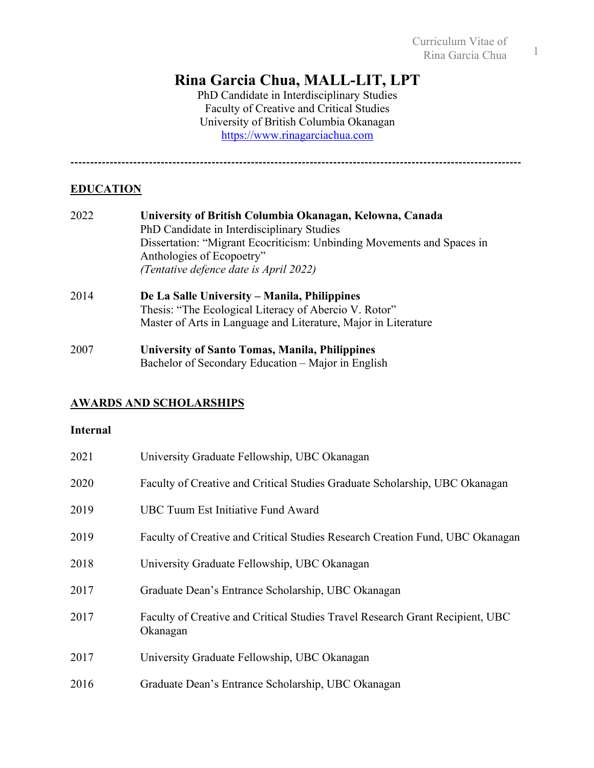# Rina Garcia Chua, MALL-LIT, LPT

PhD Candidate in Interdisciplinary Studies
Faculty of Creative and Critical Studies
University of British Columbia Okanagan
https://www.rinagarciachua.com

---

## EDUCATION

2022 **University of British Columbia Okanagan, Kelowna, Canada**
PhD Candidate in Interdisciplinary Studies
Dissertation: "Migrant Ecocriticism: Unbinding Movements and Spaces in Anthologies of Ecopoetry"
*(Tentative defence date is April 2022)*

2014 **De La Salle University – Manila, Philippines**
Thesis: "The Ecological Literacy of Abercio V. Rotor"
Master of Arts in Language and Literature, Major in Literature

2007 **University of Santo Tomas, Manila, Philippines**
Bachelor of Secondary Education – Major in English

## AWARDS AND SCHOLARSHIPS

### Internal

2021 University Graduate Fellowship, UBC Okanagan

2020 Faculty of Creative and Critical Studies Graduate Scholarship, UBC Okanagan

2019 UBC Tuum Est Initiative Fund Award

2019 Faculty of Creative and Critical Studies Research Creation Fund, UBC Okanagan

2018 University Graduate Fellowship, UBC Okanagan

2017 Graduate Dean's Entrance Scholarship, UBC Okanagan

2017 Faculty of Creative and Critical Studies Travel Research Grant Recipient, UBC Okanagan

2017 University Graduate Fellowship, UBC Okanagan

2016 Graduate Dean's Entrance Scholarship, UBC Okanagan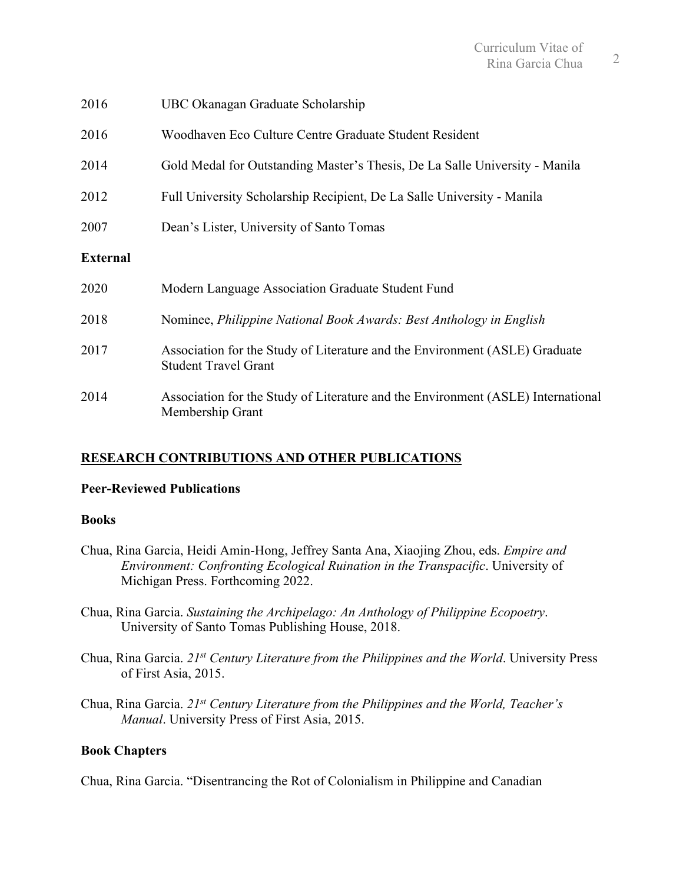| | |
|---|---|
| 2016 | UBC Okanagan Graduate Scholarship |
| 2016 | Woodhaven Eco Culture Centre Graduate Student Resident |
| 2014 | Gold Medal for Outstanding Master's Thesis, De La Salle University - Manila |
| 2012 | Full University Scholarship Recipient, De La Salle University - Manila |
| 2007 | Dean's Lister, University of Santo Tomas |

**External**

| | |
|---|---|
| 2020 | Modern Language Association Graduate Student Fund |
| 2018 | Nominee, *Philippine National Book Awards: Best Anthology in English* |
| 2017 | Association for the Study of Literature and the Environment (ASLE) Graduate Student Travel Grant |
| 2014 | Association for the Study of Literature and the Environment (ASLE) International Membership Grant |

## RESEARCH CONTRIBUTIONS AND OTHER PUBLICATIONS

**Peer-Reviewed Publications**

**Books**

Chua, Rina Garcia, Heidi Amin-Hong, Jeffrey Santa Ana, Xiaojing Zhou, eds. *Empire and Environment: Confronting Ecological Ruination in the Transpacific*. University of Michigan Press. Forthcoming 2022.

Chua, Rina Garcia. *Sustaining the Archipelago: An Anthology of Philippine Ecopoetry*. University of Santo Tomas Publishing House, 2018.

Chua, Rina Garcia. *21st Century Literature from the Philippines and the World*. University Press of First Asia, 2015.

Chua, Rina Garcia. *21st Century Literature from the Philippines and the World, Teacher's Manual*. University Press of First Asia, 2015.

**Book Chapters**

Chua, Rina Garcia. "Disentrancing the Rot of Colonialism in Philippine and Canadian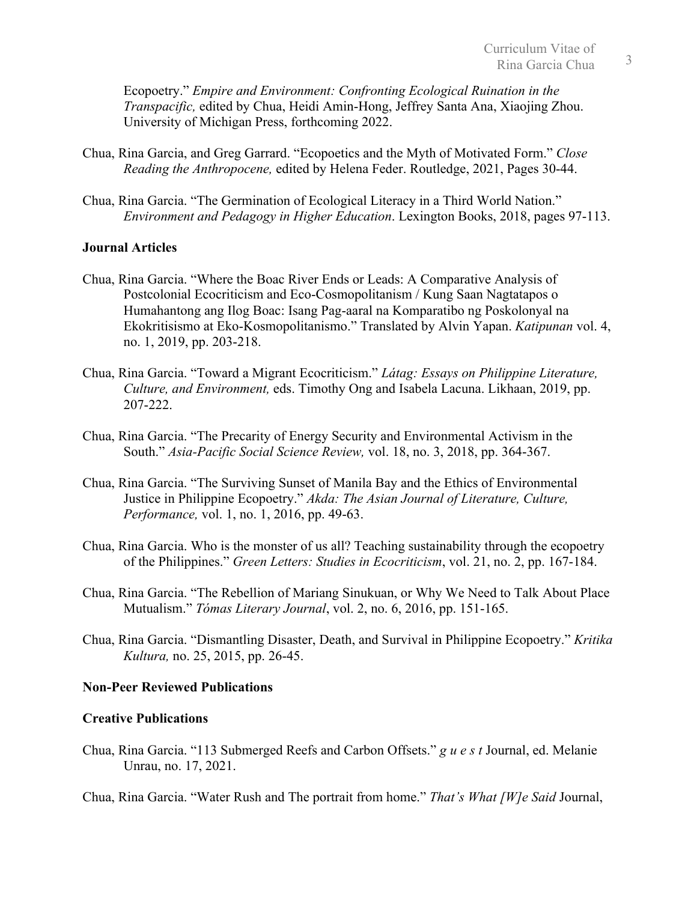Ecopoetry." *Empire and Environment: Confronting Ecological Ruination in the Transpacific,* edited by Chua, Heidi Amin-Hong, Jeffrey Santa Ana, Xiaojing Zhou. University of Michigan Press, forthcoming 2022.

Chua, Rina Garcia, and Greg Garrard. "Ecopoetics and the Myth of Motivated Form." *Close Reading the Anthropocene,* edited by Helena Feder. Routledge, 2021, Pages 30-44.

Chua, Rina Garcia. "The Germination of Ecological Literacy in a Third World Nation." *Environment and Pedagogy in Higher Education*. Lexington Books, 2018, pages 97-113.

**Journal Articles**

Chua, Rina Garcia. "Where the Boac River Ends or Leads: A Comparative Analysis of Postcolonial Ecocriticism and Eco-Cosmopolitanism / Kung Saan Nagtatapos o Humahantong ang Ilog Boac: Isang Pag-aaral na Komparatibo ng Poskolonyal na Ekokritisismo at Eko-Kosmopolitanismo." Translated by Alvin Yapan. *Katipunan* vol. 4, no. 1, 2019, pp. 203-218.

Chua, Rina Garcia. "Toward a Migrant Ecocriticism." *Látag: Essays on Philippine Literature, Culture, and Environment,* eds. Timothy Ong and Isabela Lacuna. Likhaan, 2019, pp. 207-222.

Chua, Rina Garcia. "The Precarity of Energy Security and Environmental Activism in the South." *Asia-Pacific Social Science Review,* vol. 18, no. 3, 2018, pp. 364-367.

Chua, Rina Garcia. "The Surviving Sunset of Manila Bay and the Ethics of Environmental Justice in Philippine Ecopoetry." *Akda: The Asian Journal of Literature, Culture, Performance,* vol. 1, no. 1, 2016, pp. 49-63.

Chua, Rina Garcia. Who is the monster of us all? Teaching sustainability through the ecopoetry of the Philippines." *Green Letters: Studies in Ecocriticism*, vol. 21, no. 2, pp. 167-184.

Chua, Rina Garcia. "The Rebellion of Mariang Sinukuan, or Why We Need to Talk About Place Mutualism." *Tómas Literary Journal*, vol. 2, no. 6, 2016, pp. 151-165.

Chua, Rina Garcia. "Dismantling Disaster, Death, and Survival in Philippine Ecopoetry." *Kritika Kultura,* no. 25, 2015, pp. 26-45.

**Non-Peer Reviewed Publications**

**Creative Publications**

Chua, Rina Garcia. "113 Submerged Reefs and Carbon Offsets." *g u e s t* Journal, ed. Melanie Unrau, no. 17, 2021.

Chua, Rina Garcia. "Water Rush and The portrait from home." *That's What [W]e Said* Journal,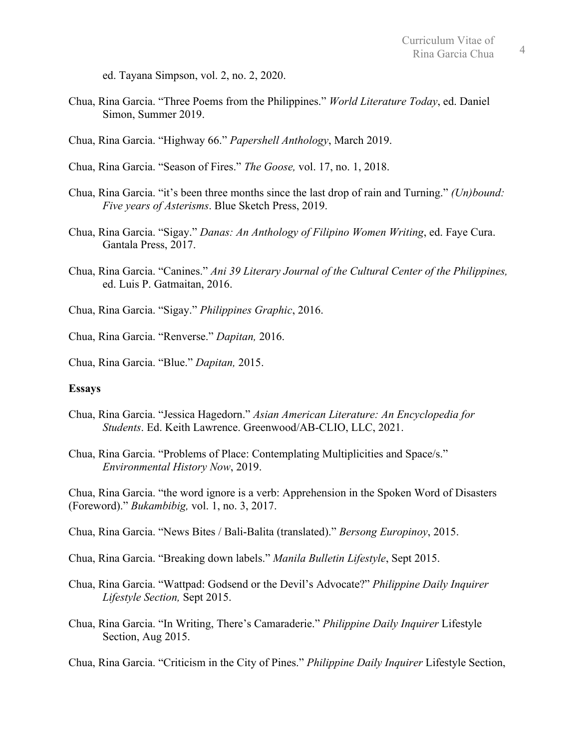ed. Tayana Simpson, vol. 2, no. 2, 2020.

Chua, Rina Garcia. "Three Poems from the Philippines." *World Literature Today*, ed. Daniel Simon, Summer 2019.

Chua, Rina Garcia. "Highway 66." *Papershell Anthology*, March 2019.

Chua, Rina Garcia. "Season of Fires." *The Goose,* vol. 17, no. 1, 2018.

Chua, Rina Garcia. "it's been three months since the last drop of rain and Turning." *(Un)bound: Five years of Asterisms*. Blue Sketch Press, 2019.

Chua, Rina Garcia. "Sigay." *Danas: An Anthology of Filipino Women Writing*, ed. Faye Cura. Gantala Press, 2017.

Chua, Rina Garcia. "Canines." *Ani 39 Literary Journal of the Cultural Center of the Philippines,* ed. Luis P. Gatmaitan, 2016.

Chua, Rina Garcia. "Sigay." *Philippines Graphic*, 2016.

Chua, Rina Garcia. "Renverse." *Dapitan,* 2016.

Chua, Rina Garcia. "Blue." *Dapitan,* 2015.

**Essays**

Chua, Rina Garcia. "Jessica Hagedorn." *Asian American Literature: An Encyclopedia for Students*. Ed. Keith Lawrence. Greenwood/AB-CLIO, LLC, 2021.

Chua, Rina Garcia. "Problems of Place: Contemplating Multiplicities and Space/s." *Environmental History Now*, 2019.

Chua, Rina Garcia. "the word ignore is a verb: Apprehension in the Spoken Word of Disasters (Foreword)." *Bukambibig,* vol. 1, no. 3, 2017.

Chua, Rina Garcia. "News Bites / Bali-Balita (translated)." *Bersong Europinoy*, 2015.

Chua, Rina Garcia. "Breaking down labels." *Manila Bulletin Lifestyle*, Sept 2015.

Chua, Rina Garcia. "Wattpad: Godsend or the Devil's Advocate?" *Philippine Daily Inquirer Lifestyle Section,* Sept 2015.

Chua, Rina Garcia. "In Writing, There's Camaraderie." *Philippine Daily Inquirer* Lifestyle Section, Aug 2015.

Chua, Rina Garcia. "Criticism in the City of Pines." *Philippine Daily Inquirer* Lifestyle Section,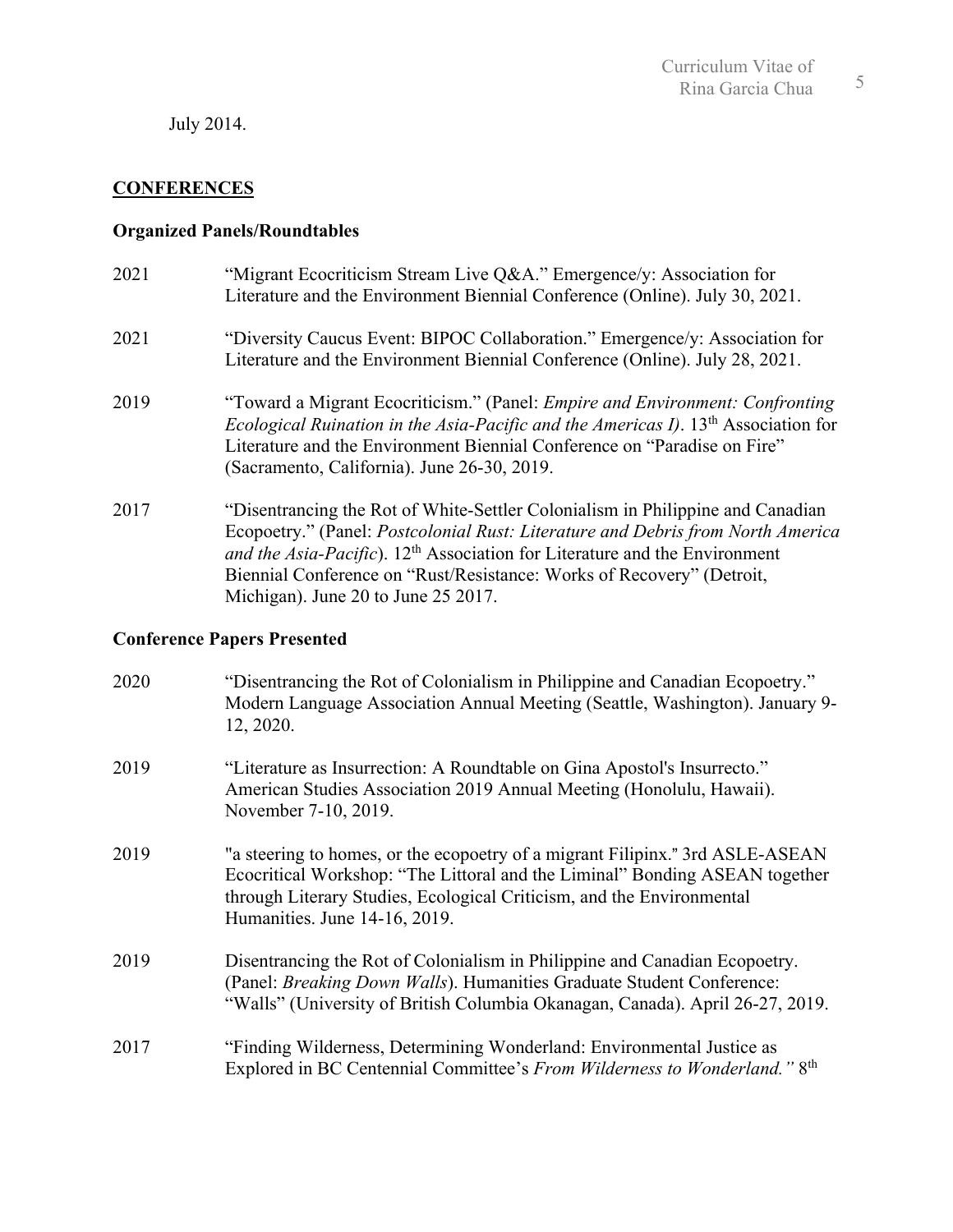July 2014.

## CONFERENCES

### Organized Panels/Roundtables

2021 “Migrant Ecocriticism Stream Live Q&A.” Emergence/y: Association for Literature and the Environment Biennial Conference (Online). July 30, 2021.

2021 “Diversity Caucus Event: BIPOC Collaboration.” Emergence/y: Association for Literature and the Environment Biennial Conference (Online). July 28, 2021.

2019 “Toward a Migrant Ecocriticism.” (Panel: *Empire and Environment: Confronting Ecological Ruination in the Asia-Pacific and the Americas I)*. 13th Association for Literature and the Environment Biennial Conference on “Paradise on Fire” (Sacramento, California). June 26-30, 2019.

2017 “Disentrancing the Rot of White-Settler Colonialism in Philippine and Canadian Ecopoetry.” (Panel: *Postcolonial Rust: Literature and Debris from North America and the Asia-Pacific*). 12th Association for Literature and the Environment Biennial Conference on “Rust/Resistance: Works of Recovery” (Detroit, Michigan). June 20 to June 25 2017.

### Conference Papers Presented

2020 “Disentrancing the Rot of Colonialism in Philippine and Canadian Ecopoetry.” Modern Language Association Annual Meeting (Seattle, Washington). January 9-12, 2020.

2019 “Literature as Insurrection: A Roundtable on Gina Apostol's Insurrecto.” American Studies Association 2019 Annual Meeting (Honolulu, Hawaii). November 7-10, 2019.

2019 "a steering to homes, or the ecopoetry of a migrant Filipinx." 3rd ASLE-ASEAN Ecocritical Workshop: “The Littoral and the Liminal” Bonding ASEAN together through Literary Studies, Ecological Criticism, and the Environmental Humanities. June 14-16, 2019.

2019 Disentrancing the Rot of Colonialism in Philippine and Canadian Ecopoetry. (Panel: *Breaking Down Walls*). Humanities Graduate Student Conference: “Walls” (University of British Columbia Okanagan, Canada). April 26-27, 2019.

2017 “Finding Wilderness, Determining Wonderland: Environmental Justice as Explored in BC Centennial Committee’s *From Wilderness to Wonderland.”* 8th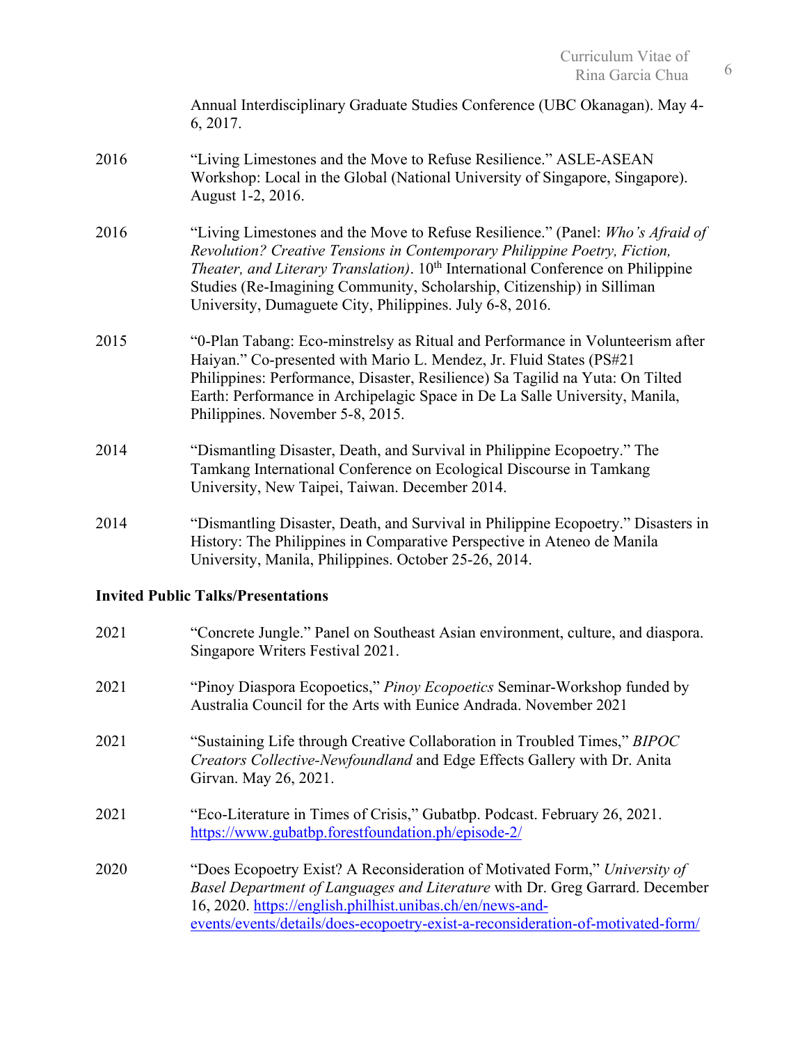Annual Interdisciplinary Graduate Studies Conference (UBC Okanagan). May 4-6, 2017.

2016 "Living Limestones and the Move to Refuse Resilience." ASLE-ASEAN Workshop: Local in the Global (National University of Singapore, Singapore). August 1-2, 2016.

2016 "Living Limestones and the Move to Refuse Resilience." (Panel: *Who's Afraid of Revolution? Creative Tensions in Contemporary Philippine Poetry, Fiction, Theater, and Literary Translation)*. 10th International Conference on Philippine Studies (Re-Imagining Community, Scholarship, Citizenship) in Silliman University, Dumaguete City, Philippines. July 6-8, 2016.

2015 "0-Plan Tabang: Eco-minstrelsy as Ritual and Performance in Volunteerism after Haiyan." Co-presented with Mario L. Mendez, Jr. Fluid States (PS#21 Philippines: Performance, Disaster, Resilience) Sa Tagilid na Yuta: On Tilted Earth: Performance in Archipelagic Space in De La Salle University, Manila, Philippines. November 5-8, 2015.

2014 "Dismantling Disaster, Death, and Survival in Philippine Ecopoetry." The Tamkang International Conference on Ecological Discourse in Tamkang University, New Taipei, Taiwan. December 2014.

2014 "Dismantling Disaster, Death, and Survival in Philippine Ecopoetry." Disasters in History: The Philippines in Comparative Perspective in Ateneo de Manila University, Manila, Philippines. October 25-26, 2014.

**Invited Public Talks/Presentations**

2021 "Concrete Jungle." Panel on Southeast Asian environment, culture, and diaspora. Singapore Writers Festival 2021.

2021 "Pinoy Diaspora Ecopoetics," *Pinoy Ecopoetics* Seminar-Workshop funded by Australia Council for the Arts with Eunice Andrada. November 2021

2021 "Sustaining Life through Creative Collaboration in Troubled Times," *BIPOC Creators Collective-Newfoundland* and Edge Effects Gallery with Dr. Anita Girvan. May 26, 2021.

2021 "Eco-Literature in Times of Crisis," Gubatbp. Podcast. February 26, 2021. https://www.gubatbp.forestfoundation.ph/episode-2/

2020 "Does Ecopoetry Exist? A Reconsideration of Motivated Form," *University of Basel Department of Languages and Literature* with Dr. Greg Garrard. December 16, 2020. https://english.philhist.unibas.ch/en/news-and-events/events/details/does-ecopoetry-exist-a-reconsideration-of-motivated-form/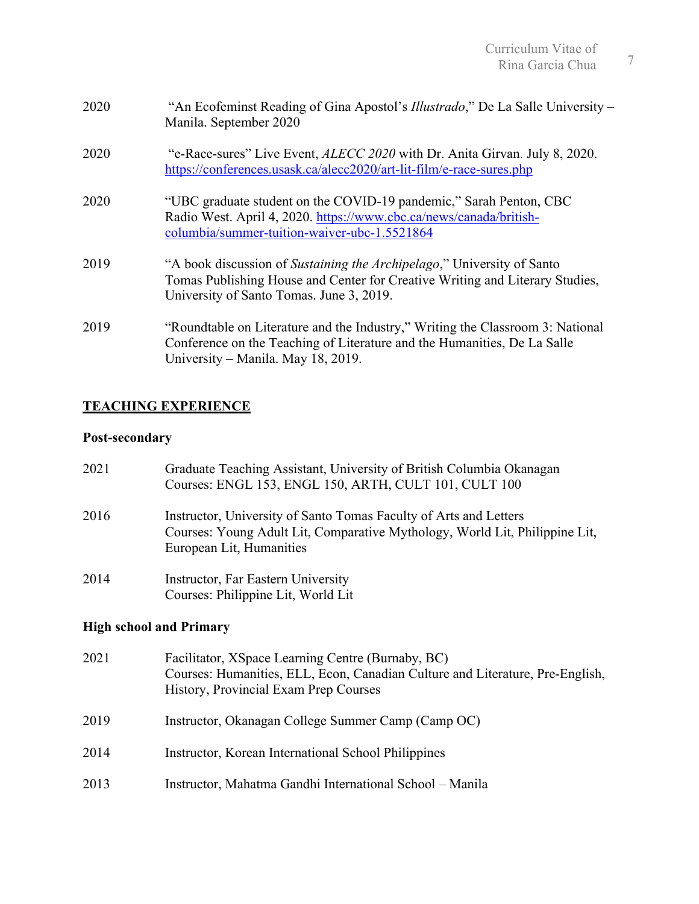2020 "An Ecofeminst Reading of Gina Apostol's *Illustrado*," De La Salle University – Manila. September 2020

2020 "e-Race-sures" Live Event, *ALECC 2020* with Dr. Anita Girvan. July 8, 2020. https://conferences.usask.ca/alecc2020/art-lit-film/e-race-sures.php

2020 "UBC graduate student on the COVID-19 pandemic," Sarah Penton, CBC Radio West. April 4, 2020. https://www.cbc.ca/news/canada/british-columbia/summer-tuition-waiver-ubc-1.5521864

2019 "A book discussion of *Sustaining the Archipelago*," University of Santo Tomas Publishing House and Center for Creative Writing and Literary Studies, University of Santo Tomas. June 3, 2019.

2019 "Roundtable on Literature and the Industry," Writing the Classroom 3: National Conference on the Teaching of Literature and the Humanities, De La Salle University – Manila. May 18, 2019.

## TEACHING EXPERIENCE

### Post-secondary

2021 Graduate Teaching Assistant, University of British Columbia Okanagan
Courses: ENGL 153, ENGL 150, ARTH, CULT 101, CULT 100

2016 Instructor, University of Santo Tomas Faculty of Arts and Letters
Courses: Young Adult Lit, Comparative Mythology, World Lit, Philippine Lit, European Lit, Humanities

2014 Instructor, Far Eastern University
Courses: Philippine Lit, World Lit

### High school and Primary

2021 Facilitator, XSpace Learning Centre (Burnaby, BC)
Courses: Humanities, ELL, Econ, Canadian Culture and Literature, Pre-English, History, Provincial Exam Prep Courses

2019 Instructor, Okanagan College Summer Camp (Camp OC)

2014 Instructor, Korean International School Philippines

2013 Instructor, Mahatma Gandhi International School – Manila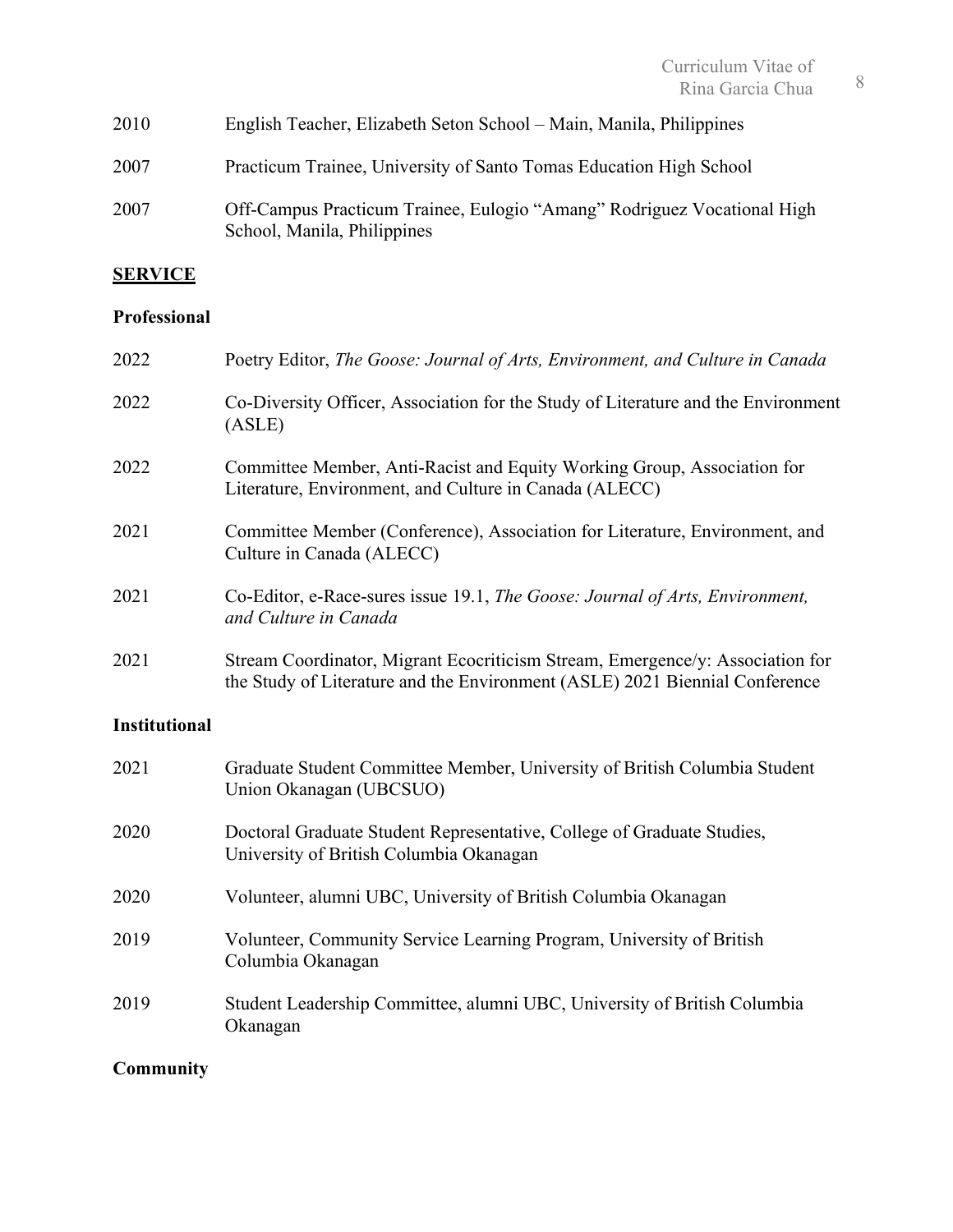2010 English Teacher, Elizabeth Seton School – Main, Manila, Philippines

2007 Practicum Trainee, University of Santo Tomas Education High School

2007 Off-Campus Practicum Trainee, Eulogio "Amang" Rodriguez Vocational High School, Manila, Philippines

## SERVICE

### Professional

2022 Poetry Editor, *The Goose: Journal of Arts, Environment, and Culture in Canada*

2022 Co-Diversity Officer, Association for the Study of Literature and the Environment (ASLE)

2022 Committee Member, Anti-Racist and Equity Working Group, Association for Literature, Environment, and Culture in Canada (ALECC)

2021 Committee Member (Conference), Association for Literature, Environment, and Culture in Canada (ALECC)

2021 Co-Editor, e-Race-sures issue 19.1, *The Goose: Journal of Arts, Environment, and Culture in Canada*

2021 Stream Coordinator, Migrant Ecocriticism Stream, Emergence/y: Association for the Study of Literature and the Environment (ASLE) 2021 Biennial Conference

### Institutional

2021 Graduate Student Committee Member, University of British Columbia Student Union Okanagan (UBCSUO)

2020 Doctoral Graduate Student Representative, College of Graduate Studies, University of British Columbia Okanagan

2020 Volunteer, alumni UBC, University of British Columbia Okanagan

2019 Volunteer, Community Service Learning Program, University of British Columbia Okanagan

2019 Student Leadership Committee, alumni UBC, University of British Columbia Okanagan

### Community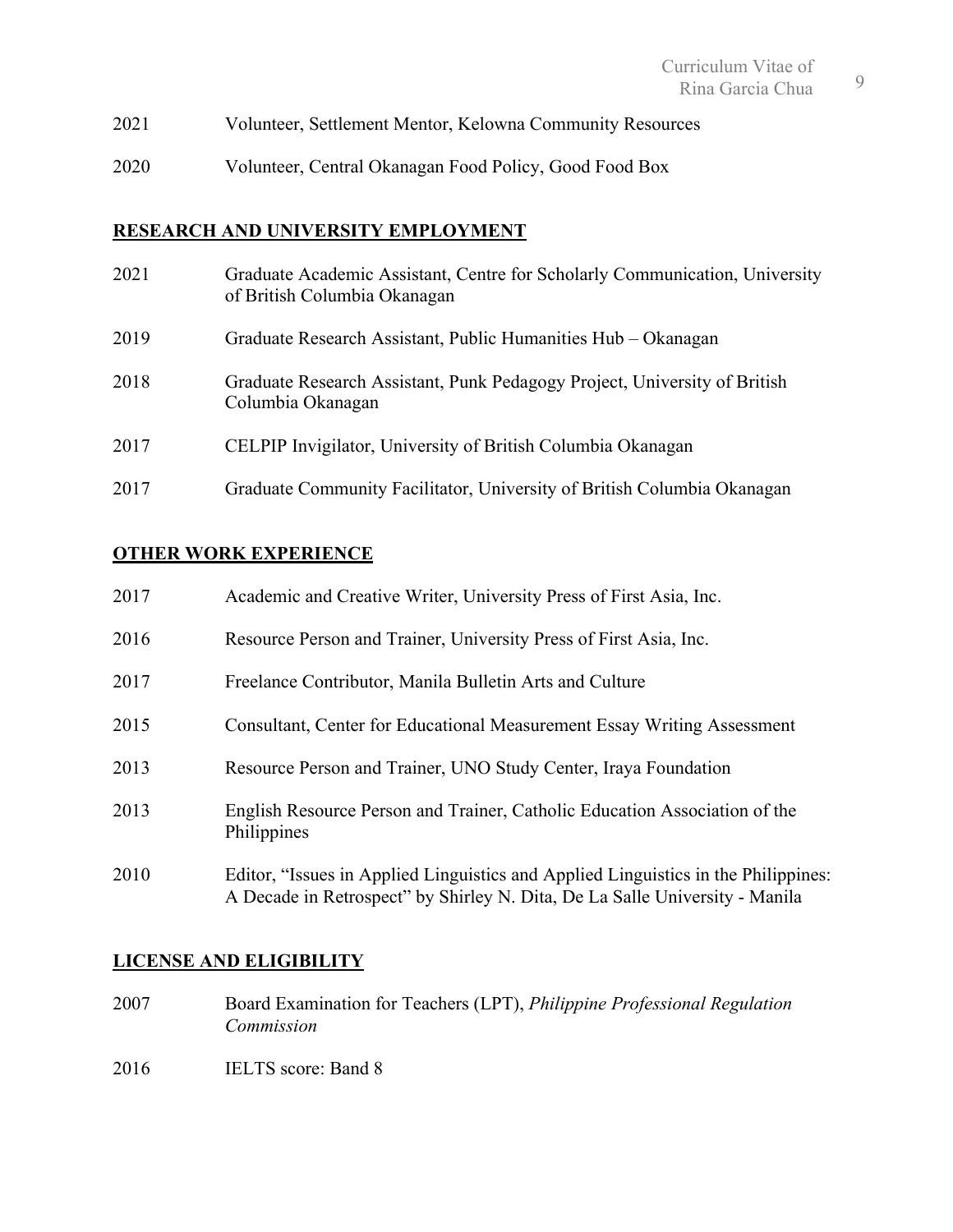2021 Volunteer, Settlement Mentor, Kelowna Community Resources

2020 Volunteer, Central Okanagan Food Policy, Good Food Box

## RESEARCH AND UNIVERSITY EMPLOYMENT

2021 Graduate Academic Assistant, Centre for Scholarly Communication, University of British Columbia Okanagan

2019 Graduate Research Assistant, Public Humanities Hub – Okanagan

2018 Graduate Research Assistant, Punk Pedagogy Project, University of British Columbia Okanagan

2017 CELPIP Invigilator, University of British Columbia Okanagan

2017 Graduate Community Facilitator, University of British Columbia Okanagan

## OTHER WORK EXPERIENCE

2017 Academic and Creative Writer, University Press of First Asia, Inc.

2016 Resource Person and Trainer, University Press of First Asia, Inc.

2017 Freelance Contributor, Manila Bulletin Arts and Culture

2015 Consultant, Center for Educational Measurement Essay Writing Assessment

2013 Resource Person and Trainer, UNO Study Center, Iraya Foundation

2013 English Resource Person and Trainer, Catholic Education Association of the Philippines

2010 Editor, "Issues in Applied Linguistics and Applied Linguistics in the Philippines: A Decade in Retrospect" by Shirley N. Dita, De La Salle University - Manila

## LICENSE AND ELIGIBILITY

2007 Board Examination for Teachers (LPT), *Philippine Professional Regulation Commission*

2016 IELTS score: Band 8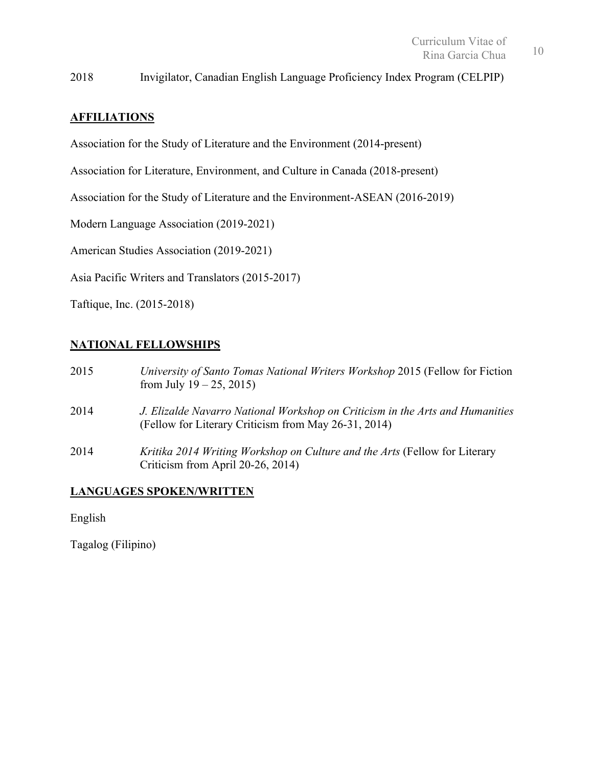2018 Invigilator, Canadian English Language Proficiency Index Program (CELPIP)

## AFFILIATIONS

Association for the Study of Literature and the Environment (2014-present)

Association for Literature, Environment, and Culture in Canada (2018-present)

Association for the Study of Literature and the Environment-ASEAN (2016-2019)

Modern Language Association (2019-2021)

American Studies Association (2019-2021)

Asia Pacific Writers and Translators (2015-2017)

Taftique, Inc. (2015-2018)

## NATIONAL FELLOWSHIPS

2015 *University of Santo Tomas National Writers Workshop* 2015 (Fellow for Fiction from July 19 – 25, 2015)

2014 *J. Elizalde Navarro National Workshop on Criticism in the Arts and Humanities* (Fellow for Literary Criticism from May 26-31, 2014)

2014 *Kritika 2014 Writing Workshop on Culture and the Arts* (Fellow for Literary Criticism from April 20-26, 2014)

## LANGUAGES SPOKEN/WRITTEN

English

Tagalog (Filipino)